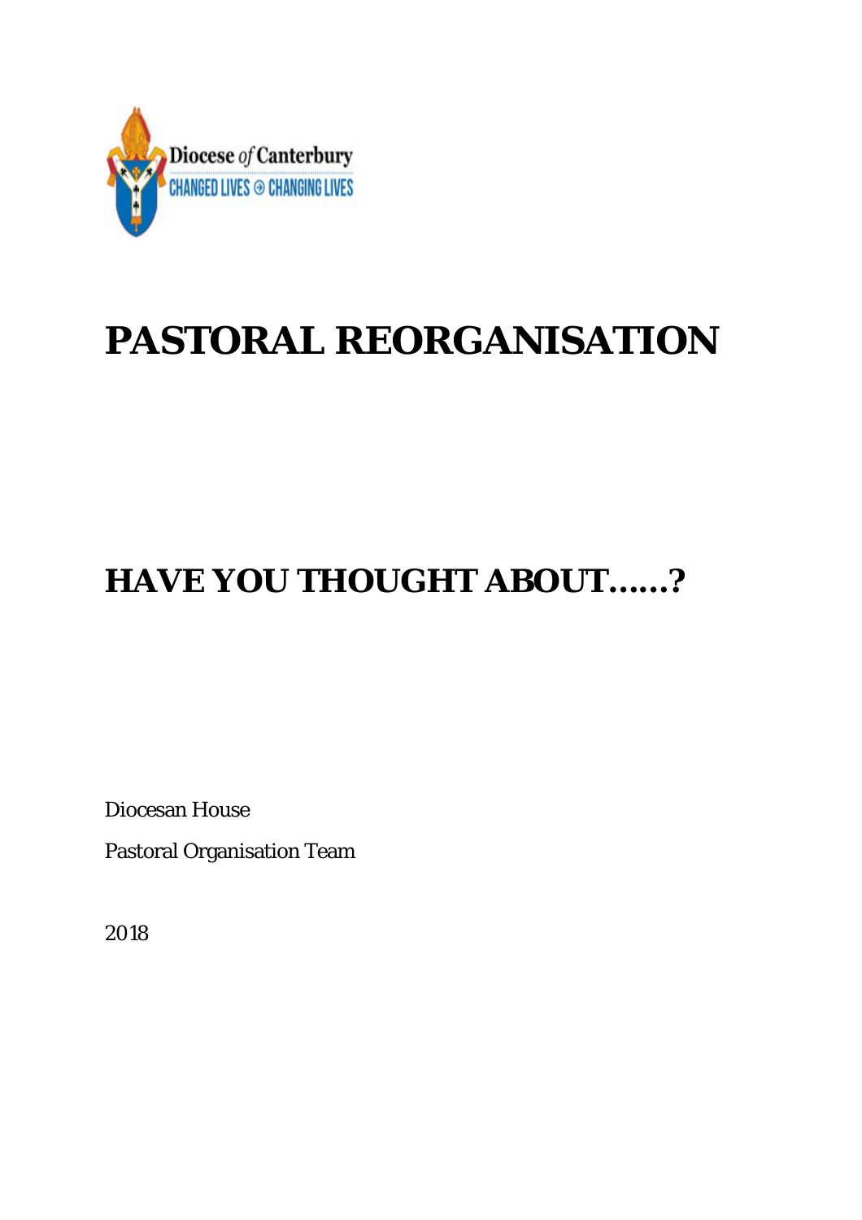Diocese of Canterbury

CHANGED LIVES ⊕ CHANGING LIVES

# PASTORAL REORGANISATION

## HAVE YOU THOUGHT ABOUT……?

Diocesan House

Pastoral Organisation Team

2018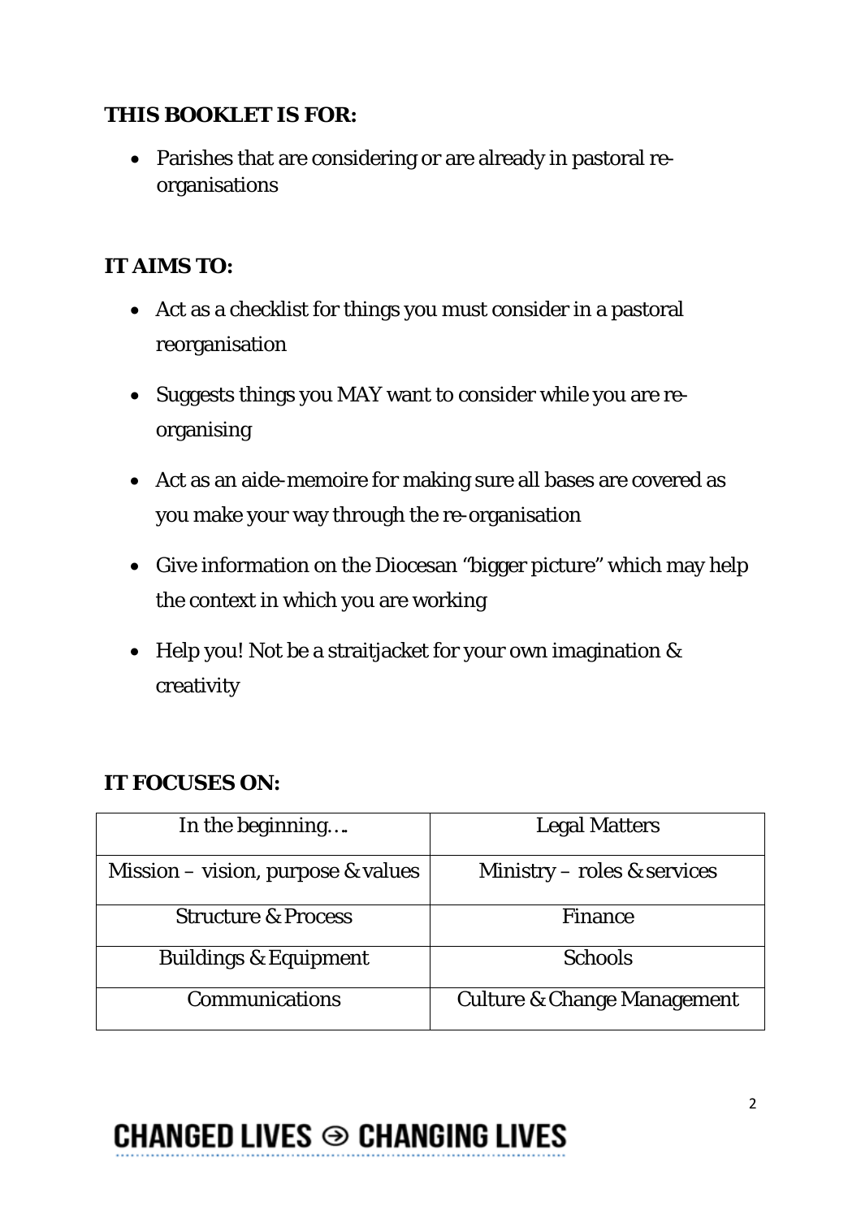**THIS BOOKLET IS FOR:**

- Parishes that are considering or are already in pastoral re-organisations

**IT AIMS TO:**

- Act as a checklist for things you must consider in a pastoral reorganisation
- Suggests things you MAY want to consider while you are re-organising
- Act as an aide-memoire for making sure all bases are covered as you make your way through the re-organisation
- Give information on the Diocesan "bigger picture" which may help the context in which you are working
- Help you! Not be a straitjacket for your own imagination & creativity

**IT FOCUSES ON:**

| In the beginning…. | Legal Matters |
|---|---|
| Mission – vision, purpose & values | Ministry – roles & services |
| Structure & Process | Finance |
| Buildings & Equipment | Schools |
| Communications | Culture & Change Management |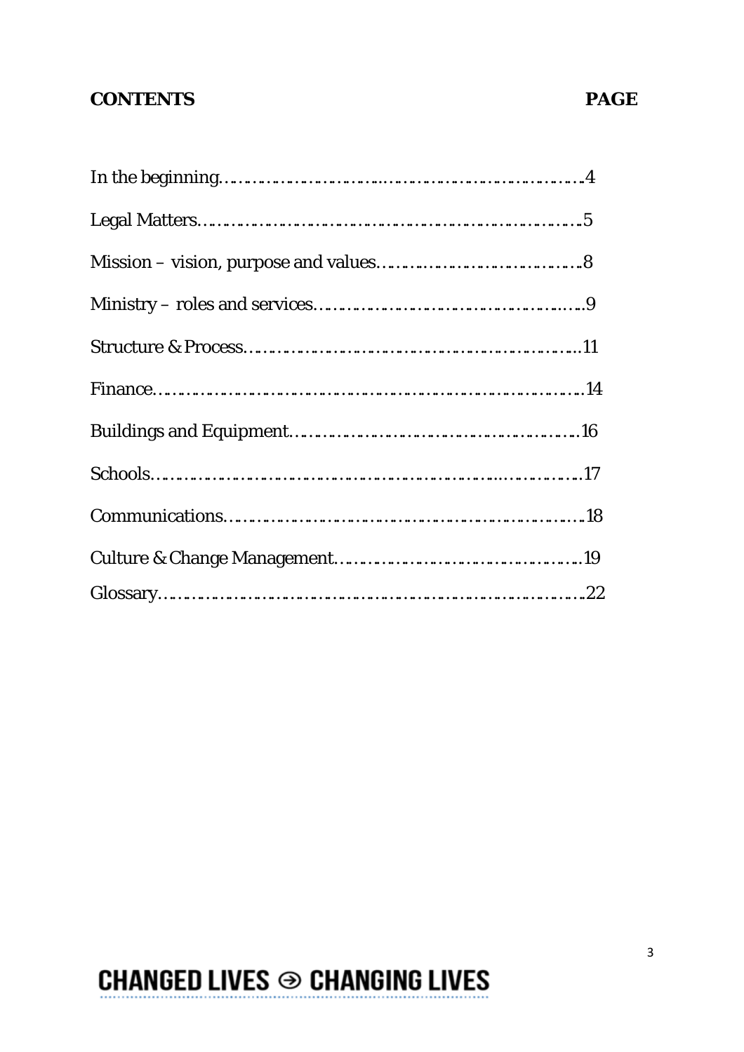| **CONTENTS** | **PAGE** |
|---|---|
| In the beginning | 4 |
| Legal Matters | 5 |
| Mission – vision, purpose and values | 8 |
| Ministry – roles and services | 9 |
| Structure & Process | 11 |
| Finance | 14 |
| Buildings and Equipment | 16 |
| Schools | 17 |
| Communications | 18 |
| Culture & Change Management | 19 |
| Glossary | 22 |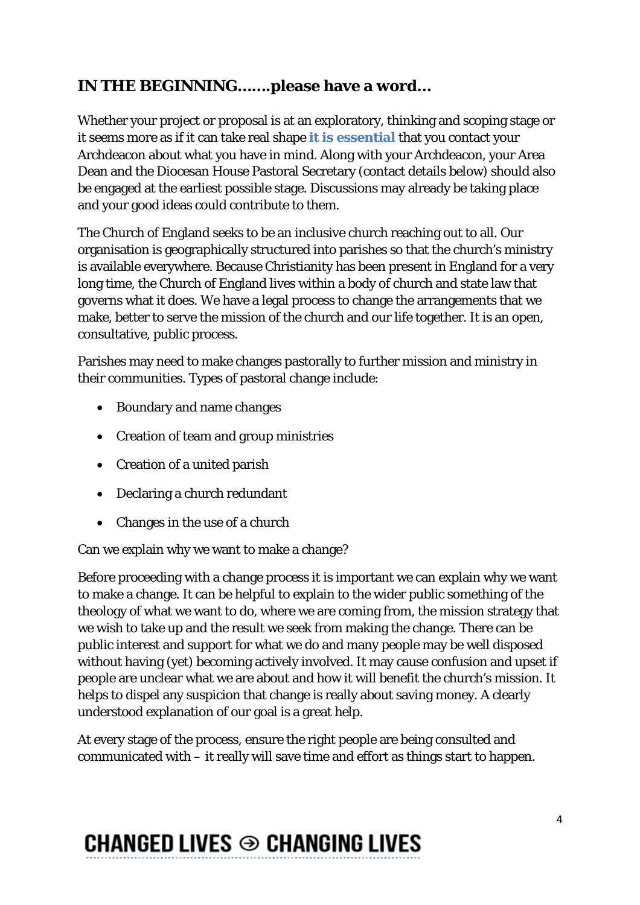## IN THE BEGINNING…….please have a word…

Whether your project or proposal is at an exploratory, thinking and scoping stage or it seems more as if it can take real shape **it is essential** that you contact your Archdeacon about what you have in mind. Along with your Archdeacon, your Area Dean and the Diocesan House Pastoral Secretary (contact details below) should also be engaged at the earliest possible stage. Discussions may already be taking place and your good ideas could contribute to them.

The Church of England seeks to be an inclusive church reaching out to all. Our organisation is geographically structured into parishes so that the church's ministry is available everywhere. Because Christianity has been present in England for a very long time, the Church of England lives within a body of church and state law that governs what it does. We have a legal process to change the arrangements that we make, better to serve the mission of the church and our life together. It is an open, consultative, public process.

Parishes may need to make changes pastorally to further mission and ministry in their communities. Types of pastoral change include:

- Boundary and name changes
- Creation of team and group ministries
- Creation of a united parish
- Declaring a church redundant
- Changes in the use of a church

Can we explain why we want to make a change?

Before proceeding with a change process it is important we can explain why we want to make a change. It can be helpful to explain to the wider public something of the theology of what we want to do, where we are coming from, the mission strategy that we wish to take up and the result we seek from making the change. There can be public interest and support for what we do and many people may be well disposed without having (yet) becoming actively involved. It may cause confusion and upset if people are unclear what we are about and how it will benefit the church's mission. It helps to dispel any suspicion that change is really about saving money. A clearly understood explanation of our goal is a great help.

At every stage of the process, ensure the right people are being consulted and communicated with – it really will save time and effort as things start to happen.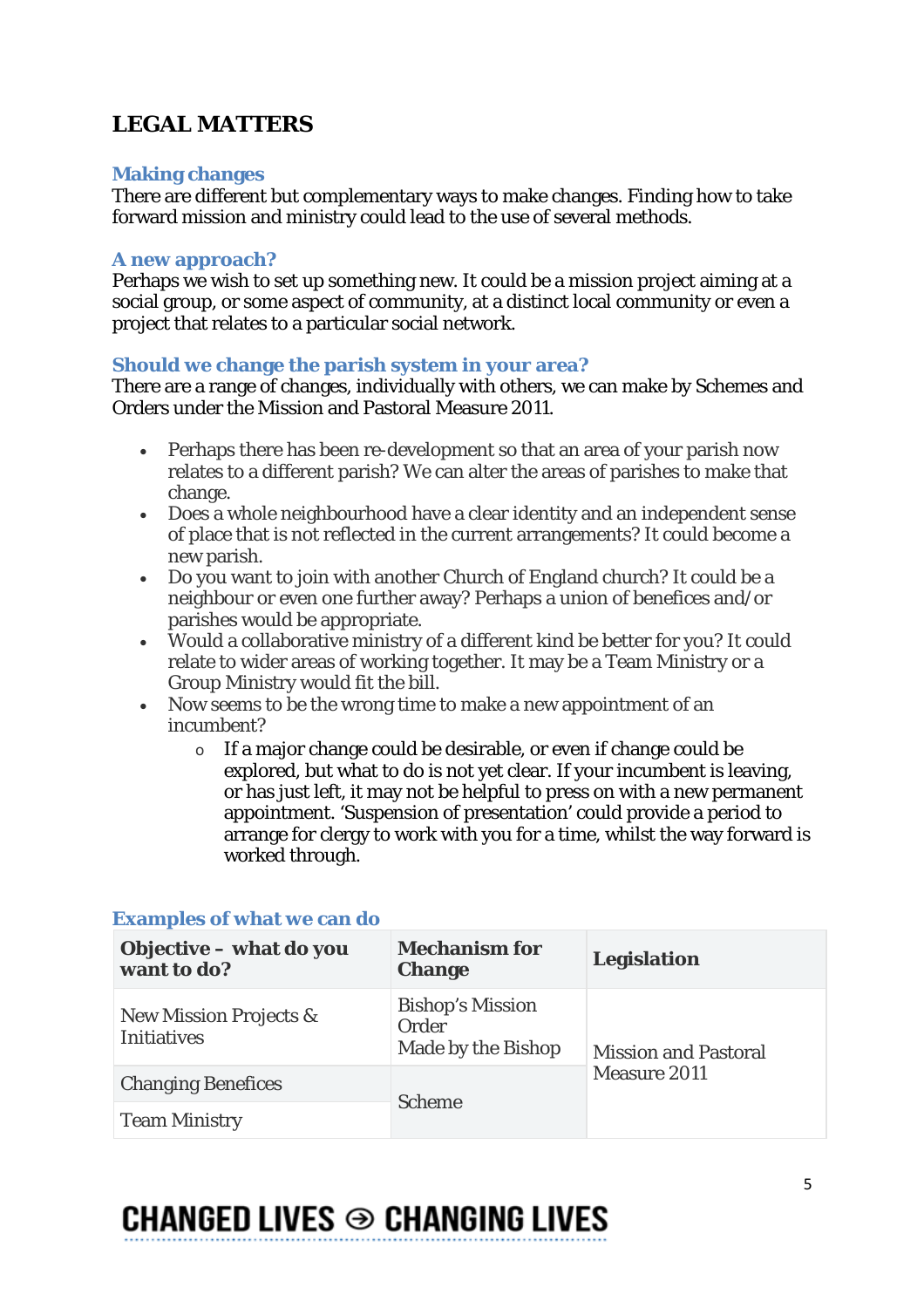## LEGAL MATTERS

### Making changes

There are different but complementary ways to make changes. Finding how to take forward mission and ministry could lead to the use of several methods.

### A new approach?

Perhaps we wish to set up something new. It could be a mission project aiming at a social group, or some aspect of community, at a distinct local community or even a project that relates to a particular social network.

### Should we change the parish system in your area?

There are a range of changes, individually with others, we can make by Schemes and Orders under the Mission and Pastoral Measure 2011.

- Perhaps there has been re-development so that an area of your parish now relates to a different parish? We can alter the areas of parishes to make that change.
- Does a whole neighbourhood have a clear identity and an independent sense of place that is not reflected in the current arrangements? It could become a new parish.
- Do you want to join with another Church of England church? It could be a neighbour or even one further away? Perhaps a union of benefices and/or parishes would be appropriate.
- Would a collaborative ministry of a different kind be better for you? It could relate to wider areas of working together. It may be a Team Ministry or a Group Ministry would fit the bill.
- Now seems to be the wrong time to make a new appointment of an incumbent?
    - If a major change could be desirable, or even if change could be explored, but what to do is not yet clear. If your incumbent is leaving, or has just left, it may not be helpful to press on with a new permanent appointment. 'Suspension of presentation' could provide a period to arrange for clergy to work with you for a time, whilst the way forward is worked through.

### Examples of what we can do

| Objective – what do you want to do? | Mechanism for Change | Legislation |
|---|---|---|
| New Mission Projects & Initiatives | Bishop's Mission Order Made by the Bishop | Mission and Pastoral Measure 2011 |
| Changing Benefices | Scheme | |
| Team Ministry | | |

CHANGED LIVES ⊝ CHANGING LIVES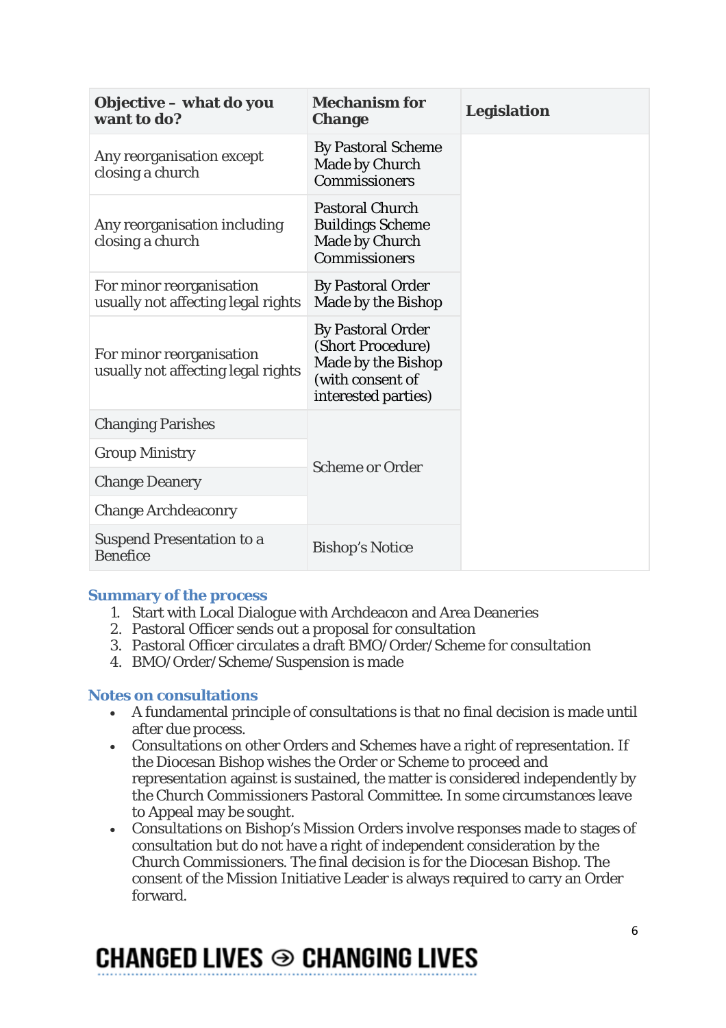| Objective – what do you want to do? | Mechanism for Change | Legislation |
|---|---|---|
| Any reorganisation except closing a church | By Pastoral Scheme Made by Church Commissioners | |
| Any reorganisation including closing a church | Pastoral Church Buildings Scheme Made by Church Commissioners | |
| For minor reorganisation usually not affecting legal rights | By Pastoral Order Made by the Bishop | |
| For minor reorganisation usually not affecting legal rights | By Pastoral Order (Short Procedure) Made by the Bishop (with consent of interested parties) | |
| Changing Parishes | Scheme or Order | |
| Group Ministry | | |
| Change Deanery | | |
| Change Archdeaconry | | |
| Suspend Presentation to a Benefice | Bishop's Notice | |

## Summary of the process

1. Start with Local Dialogue with Archdeacon and Area Deaneries
2. Pastoral Officer sends out a proposal for consultation
3. Pastoral Officer circulates a draft BMO/Order/Scheme for consultation
4. BMO/Order/Scheme/Suspension is made

## Notes on consultations

- A fundamental principle of consultations is that no final decision is made until after due process.
- Consultations on other Orders and Schemes have a right of representation. If the Diocesan Bishop wishes the Order or Scheme to proceed and representation against is sustained, the matter is considered independently by the Church Commissioners Pastoral Committee. In some circumstances leave to Appeal may be sought.
- Consultations on Bishop's Mission Orders involve responses made to stages of consultation but do not have a right of independent consideration by the Church Commissioners. The final decision is for the Diocesan Bishop. The consent of the Mission Initiative Leader is always required to carry an Order forward.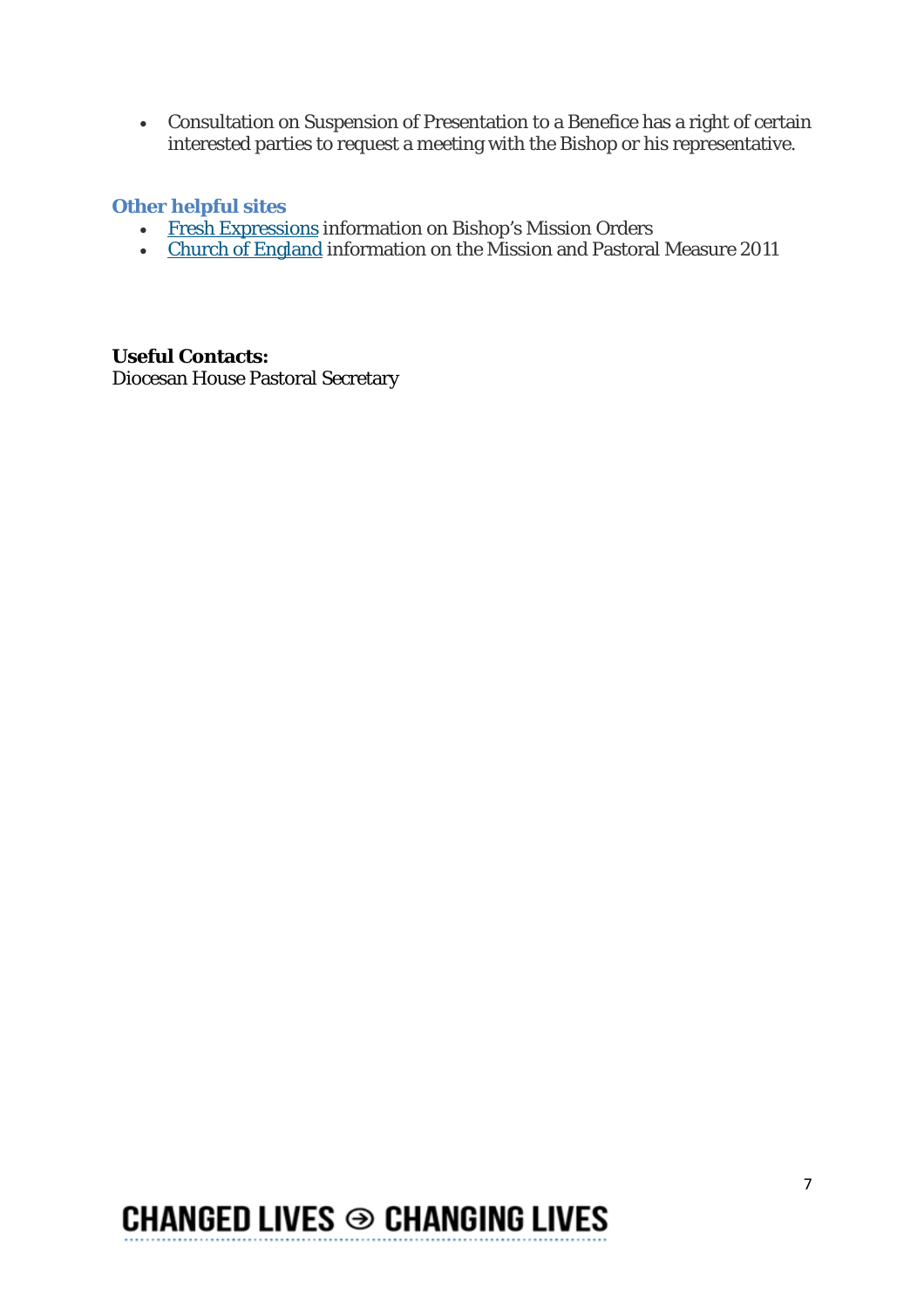- Consultation on Suspension of Presentation to a Benefice has a right of certain interested parties to request a meeting with the Bishop or his representative.

### Other helpful sites

- Fresh Expressions information on Bishop's Mission Orders
- Church of England information on the Mission and Pastoral Measure 2011

**Useful Contacts:**
Diocesan House Pastoral Secretary

CHANGED LIVES ⊖ CHANGING LIVES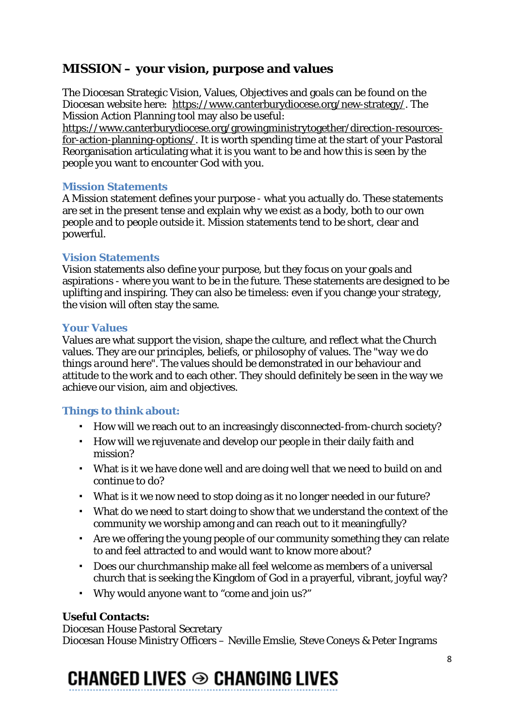## MISSION – your vision, purpose and values

The Diocesan Strategic Vision, Values, Objectives and goals can be found on the Diocesan website here: [https://www.canterburydiocese.org/new-strategy/](https://www.canterburydiocese.org/new-strategy/). The Mission Action Planning tool may also be useful: [https://www.canterburydiocese.org/growingministrytogether/direction-resources-for-action-planning-options/](https://www.canterburydiocese.org/growingministrytogether/direction-resources-for-action-planning-options/). It is worth spending time at the start of your Pastoral Reorganisation articulating what it is you want to be and how this is seen by the people you want to encounter God with you.

### Mission Statements

A Mission statement defines your purpose - what you actually do. These statements are set in the present tense and explain why we exist as a body, both to our own people and to people outside it. Mission statements tend to be short, clear and powerful.

### Vision Statements

Vision statements also define your purpose, but they focus on your goals and aspirations - where you want to be in the future. These statements are designed to be uplifting and inspiring. They can also be timeless: even if you change your strategy, the vision will often stay the same.

### Your Values

Values are what support the vision, shape the culture, and reflect what the Church values. They are our principles, beliefs, or philosophy of values. The "*way we do things around here*". The values should be demonstrated in our behaviour and attitude to the work and to each other. They should definitely be seen in the way we achieve our vision, aim and objectives.

### Things to think about:

- How will we reach out to an increasingly disconnected-from-church society?
- How will we rejuvenate and develop our people in their daily faith and mission?
- What is it we have done well and are doing well that we need to build on and continue to do?
- What is it we now need to stop doing as it no longer needed in our future?
- What do we need to start doing to show that we understand the context of the community we worship among and can reach out to it meaningfully?
- Are we offering the young people of our community something they can relate to and feel attracted to and would want to know more about?
- Does our churchmanship make all feel welcome as members of a universal church that is seeking the Kingdom of God in a prayerful, vibrant, joyful way?
- Why would anyone want to "come and join us?"

**Useful Contacts:**
Diocesan House Pastoral Secretary
Diocesan House Ministry Officers – Neville Emslie, Steve Coneys & Peter Ingrams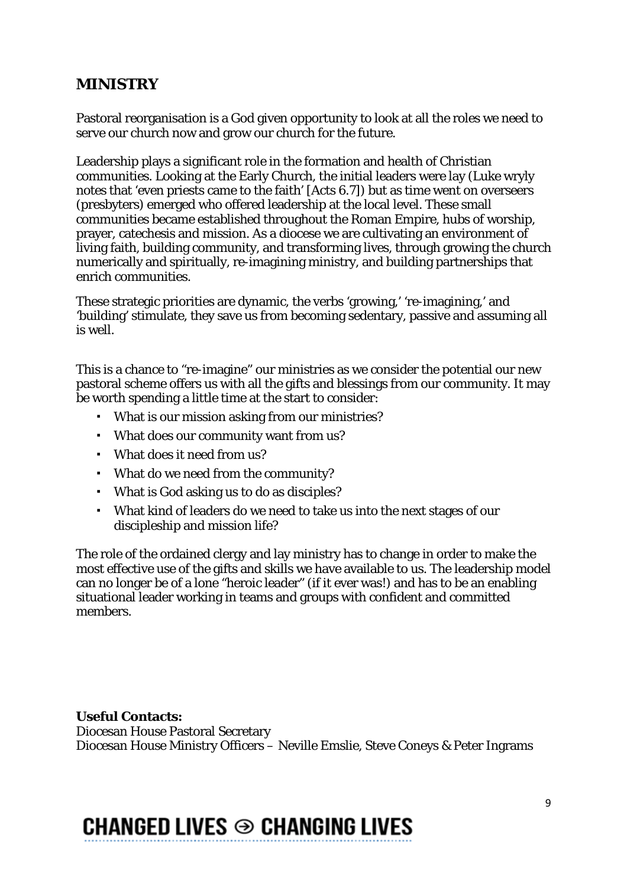## MINISTRY

Pastoral reorganisation is a God given opportunity to look at all the roles we need to serve our church now and grow our church for the future.

Leadership plays a significant role in the formation and health of Christian communities. Looking at the Early Church, the initial leaders were lay (Luke wryly notes that 'even priests came to the faith' [Acts 6.7]) but as time went on overseers (presbyters) emerged who offered leadership at the local level. These small communities became established throughout the Roman Empire, hubs of worship, prayer, catechesis and mission. As a diocese we are cultivating an environment of living faith, building community, and transforming lives, through growing the church numerically and spiritually, re-imagining ministry, and building partnerships that enrich communities.

These strategic priorities are dynamic, the verbs 'growing,' 're-imagining,' and 'building' stimulate, they save us from becoming sedentary, passive and assuming all is well.

This is a chance to "re-imagine" our ministries as we consider the potential our new pastoral scheme offers us with all the gifts and blessings from our community. It may be worth spending a little time at the start to consider:

- What is our mission asking from our ministries?
- What does our community want from us?
- What does it need from us?
- What do we need from the community?
- What is God asking us to do as disciples?
- What kind of leaders do we need to take us into the next stages of our discipleship and mission life?

The role of the ordained clergy and lay ministry has to change in order to make the most effective use of the gifts and skills we have available to us. The leadership model can no longer be of a lone "heroic leader" (if it ever was!) and has to be an enabling situational leader working in teams and groups with confident and committed members.

**Useful Contacts:**
Diocesan House Pastoral Secretary
Diocesan House Ministry Officers – Neville Emslie, Steve Coneys & Peter Ingrams

CHANGED LIVES ⊝ CHANGING LIVES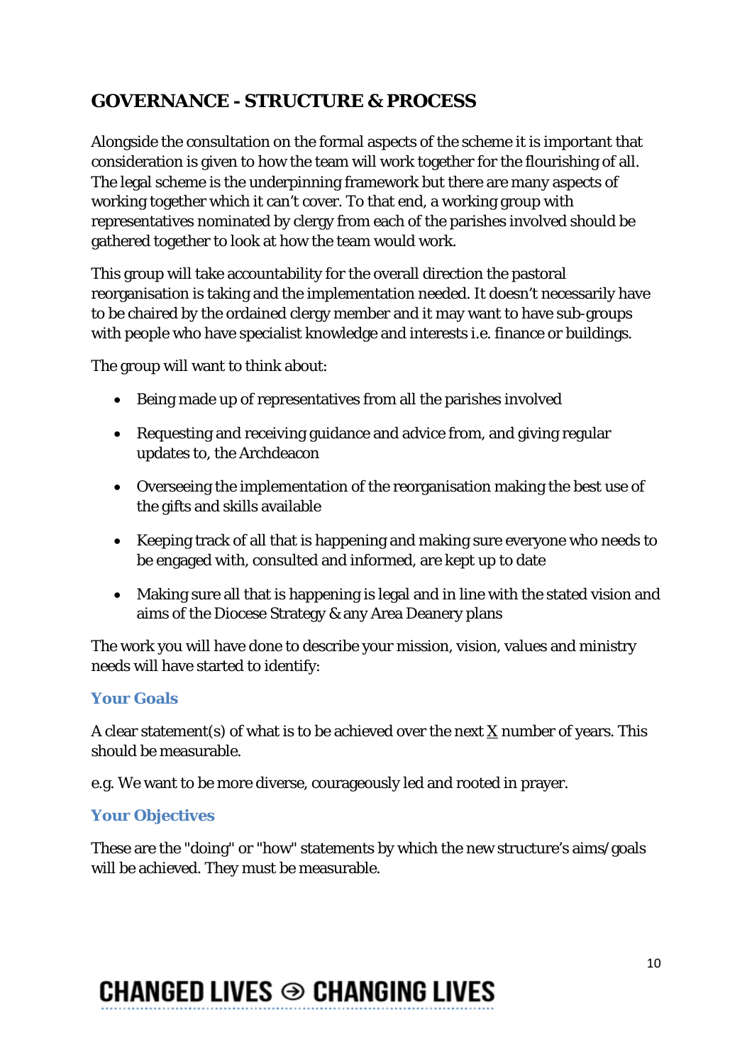## GOVERNANCE - STRUCTURE & PROCESS

Alongside the consultation on the formal aspects of the scheme it is important that consideration is given to how the team will work together for the flourishing of all. The legal scheme is the underpinning framework but there are many aspects of working together which it can't cover. To that end, a working group with representatives nominated by clergy from each of the parishes involved should be gathered together to look at how the team would work.

This group will take accountability for the overall direction the pastoral reorganisation is taking and the implementation needed. It doesn't necessarily have to be chaired by the ordained clergy member and it may want to have sub-groups with people who have specialist knowledge and interests i.e. finance or buildings.

The group will want to think about:

- Being made up of representatives from all the parishes involved
- Requesting and receiving guidance and advice from, and giving regular updates to, the Archdeacon
- Overseeing the implementation of the reorganisation making the best use of the gifts and skills available
- Keeping track of all that is happening and making sure everyone who needs to be engaged with, consulted and informed, are kept up to date
- Making sure all that is happening is legal and in line with the stated vision and aims of the Diocese Strategy & any Area Deanery plans

The work you will have done to describe your mission, vision, values and ministry needs will have started to identify:

### Your Goals

A clear statement(s) of what is to be achieved over the next <u>X</u> number of years. This should be measurable.

e.g. We want to be more diverse, courageously led and rooted in prayer.

### Your Objectives

These are the "doing" or "how" statements by which the new structure's aims/goals will be achieved. They must be measurable.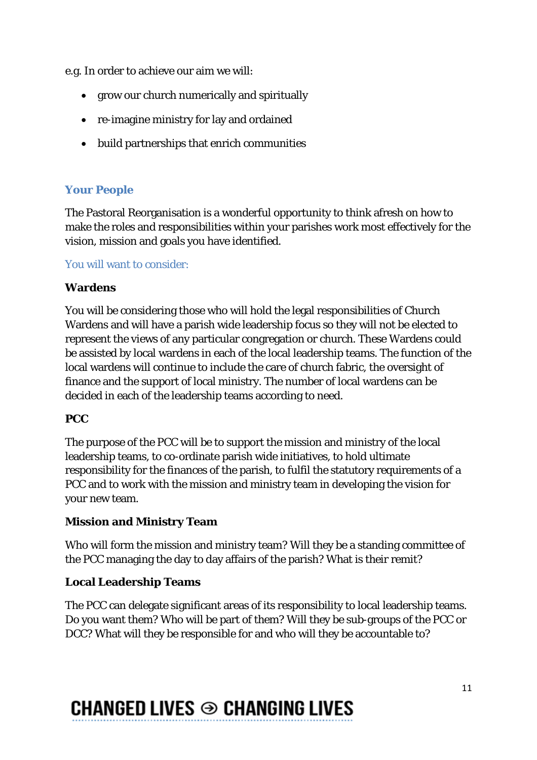e.g. In order to achieve our aim we will:

- grow our church numerically and spiritually
- re-imagine ministry for lay and ordained
- build partnerships that enrich communities

## Your People

The Pastoral Reorganisation is a wonderful opportunity to think afresh on how to make the roles and responsibilities within your parishes work most effectively for the vision, mission and goals you have identified.

### You will want to consider:

**Wardens**

You will be considering those who will hold the legal responsibilities of Church Wardens and will have a parish wide leadership focus so they will not be elected to represent the views of any particular congregation or church. These Wardens could be assisted by local wardens in each of the local leadership teams. The function of the local wardens will continue to include the care of church fabric, the oversight of finance and the support of local ministry. The number of local wardens can be decided in each of the leadership teams according to need.

**PCC**

The purpose of the PCC will be to support the mission and ministry of the local leadership teams, to co-ordinate parish wide initiatives, to hold ultimate responsibility for the finances of the parish, to fulfil the statutory requirements of a PCC and to work with the mission and ministry team in developing the vision for your new team.

**Mission and Ministry Team**

Who will form the mission and ministry team? Will they be a standing committee of the PCC managing the day to day affairs of the parish? What is their remit?

**Local Leadership Teams**

The PCC can delegate significant areas of its responsibility to local leadership teams. Do you want them? Who will be part of them? Will they be sub-groups of the PCC or DCC? What will they be responsible for and who will they be accountable to?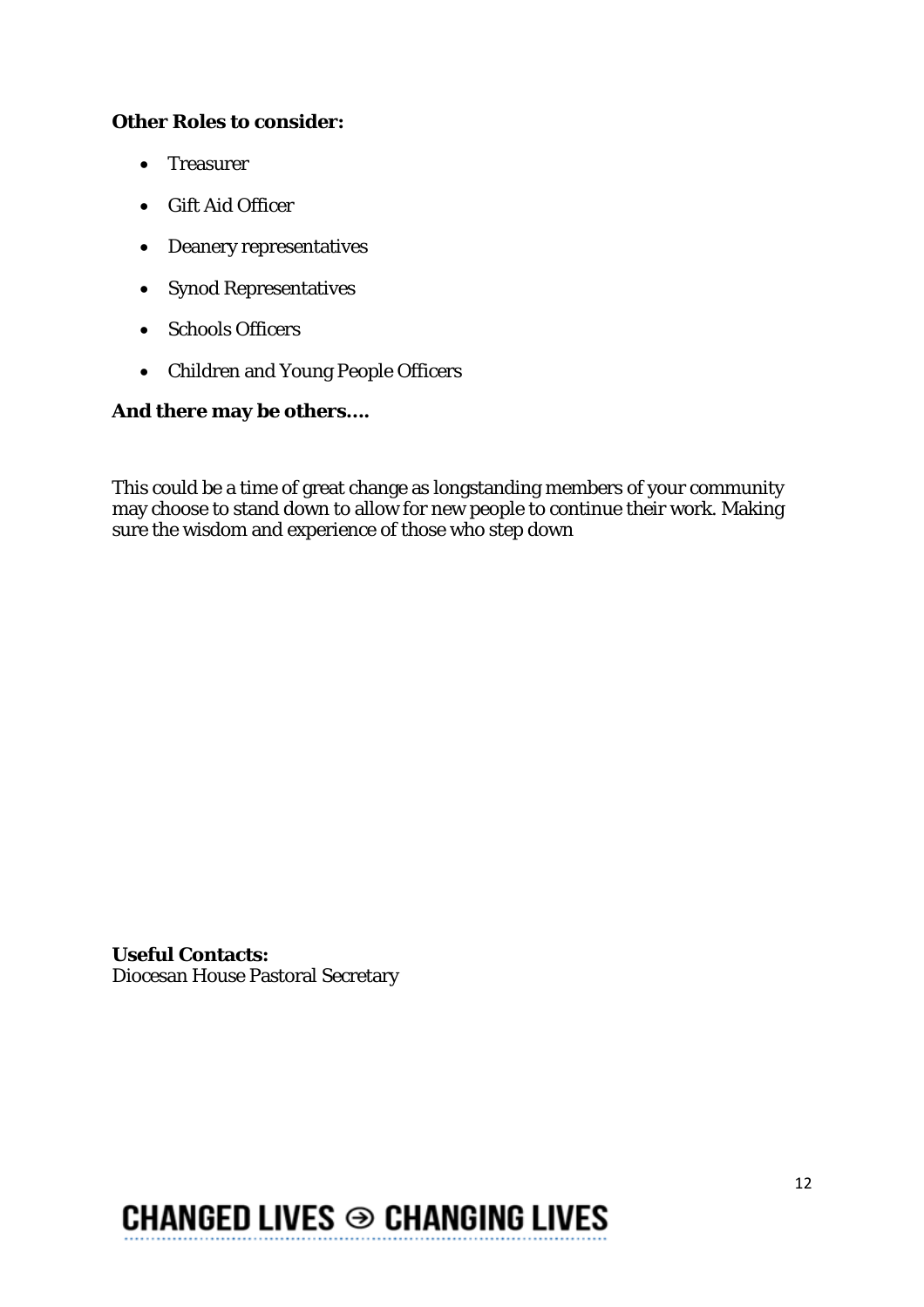**Other Roles to consider:**

- Treasurer
- Gift Aid Officer
- Deanery representatives
- Synod Representatives
- Schools Officers
- Children and Young People Officers

**And there may be others….**

This could be a time of great change as longstanding members of your community may choose to stand down to allow for new people to continue their work. Making sure the wisdom and experience of those who step down

**Useful Contacts:**
Diocesan House Pastoral Secretary

CHANGED LIVES ⊝ CHANGING LIVES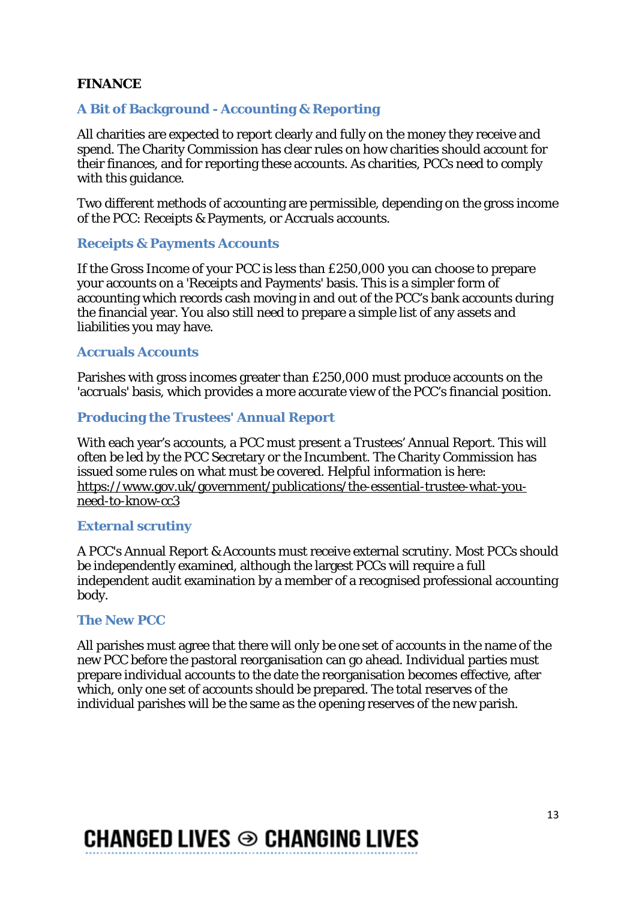# FINANCE

## A Bit of Background - Accounting & Reporting

All charities are expected to report clearly and fully on the money they receive and spend. The Charity Commission has clear rules on how charities should account for their finances, and for reporting these accounts. As charities, PCCs need to comply with this guidance.

Two different methods of accounting are permissible, depending on the gross income of the PCC: Receipts & Payments, or Accruals accounts.

## Receipts & Payments Accounts

If the Gross Income of your PCC is less than £250,000 you can choose to prepare your accounts on a 'Receipts and Payments' basis. This is a simpler form of accounting which records cash moving in and out of the PCC's bank accounts during the financial year. You also still need to prepare a simple list of any assets and liabilities you may have.

## Accruals Accounts

Parishes with gross incomes greater than £250,000 must produce accounts on the 'accruals' basis, which provides a more accurate view of the PCC's financial position.

## Producing the Trustees' Annual Report

With each year's accounts, a PCC must present a Trustees' Annual Report. This will often be led by the PCC Secretary or the Incumbent. The Charity Commission has issued some rules on what must be covered. Helpful information is here: https://www.gov.uk/government/publications/the-essential-trustee-what-you-need-to-know-cc3

## External scrutiny

A PCC's Annual Report & Accounts must receive external scrutiny. Most PCCs should be independently examined, although the largest PCCs will require a full independent audit examination by a member of a recognised professional accounting body.

## The New PCC

All parishes must agree that there will only be one set of accounts in the name of the new PCC before the pastoral reorganisation can go ahead. Individual parties must prepare individual accounts to the date the reorganisation becomes effective, after which, only one set of accounts should be prepared. The total reserves of the individual parishes will be the same as the opening reserves of the new parish.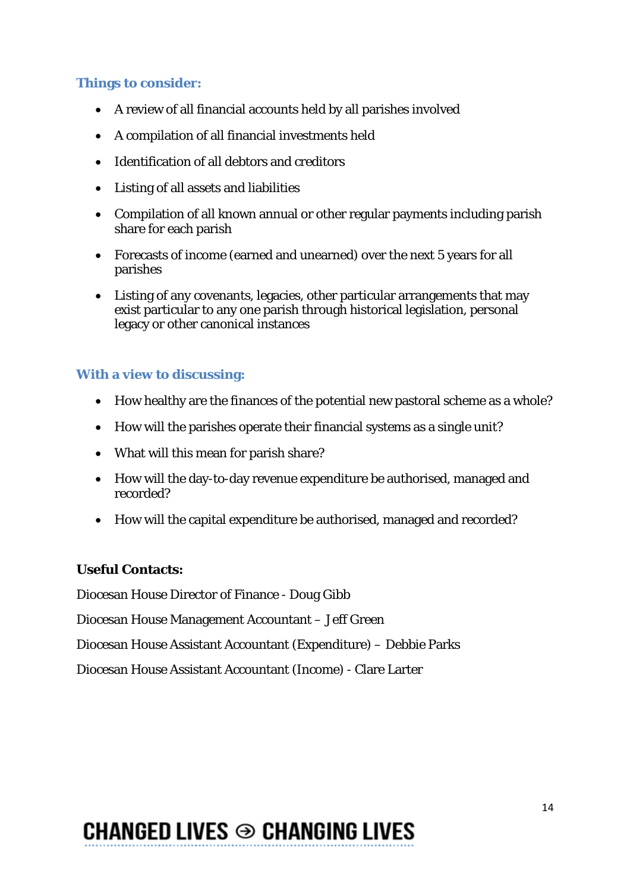### Things to consider:

- A review of all financial accounts held by all parishes involved
- A compilation of all financial investments held
- Identification of all debtors and creditors
- Listing of all assets and liabilities
- Compilation of all known annual or other regular payments including parish share for each parish
- Forecasts of income (earned and unearned) over the next 5 years for all parishes
- Listing of any covenants, legacies, other particular arrangements that may exist particular to any one parish through historical legislation, personal legacy or other canonical instances

### With a view to discussing:

- How healthy are the finances of the potential new pastoral scheme as a whole?
- How will the parishes operate their financial systems as a single unit?
- What will this mean for parish share?
- How will the day-to-day revenue expenditure be authorised, managed and recorded?
- How will the capital expenditure be authorised, managed and recorded?

**Useful Contacts:**

Diocesan House Director of Finance - Doug Gibb

Diocesan House Management Accountant – Jeff Green

Diocesan House Assistant Accountant (Expenditure) – Debbie Parks

Diocesan House Assistant Accountant (Income) - Clare Larter

CHANGED LIVES ⊖ CHANGING LIVES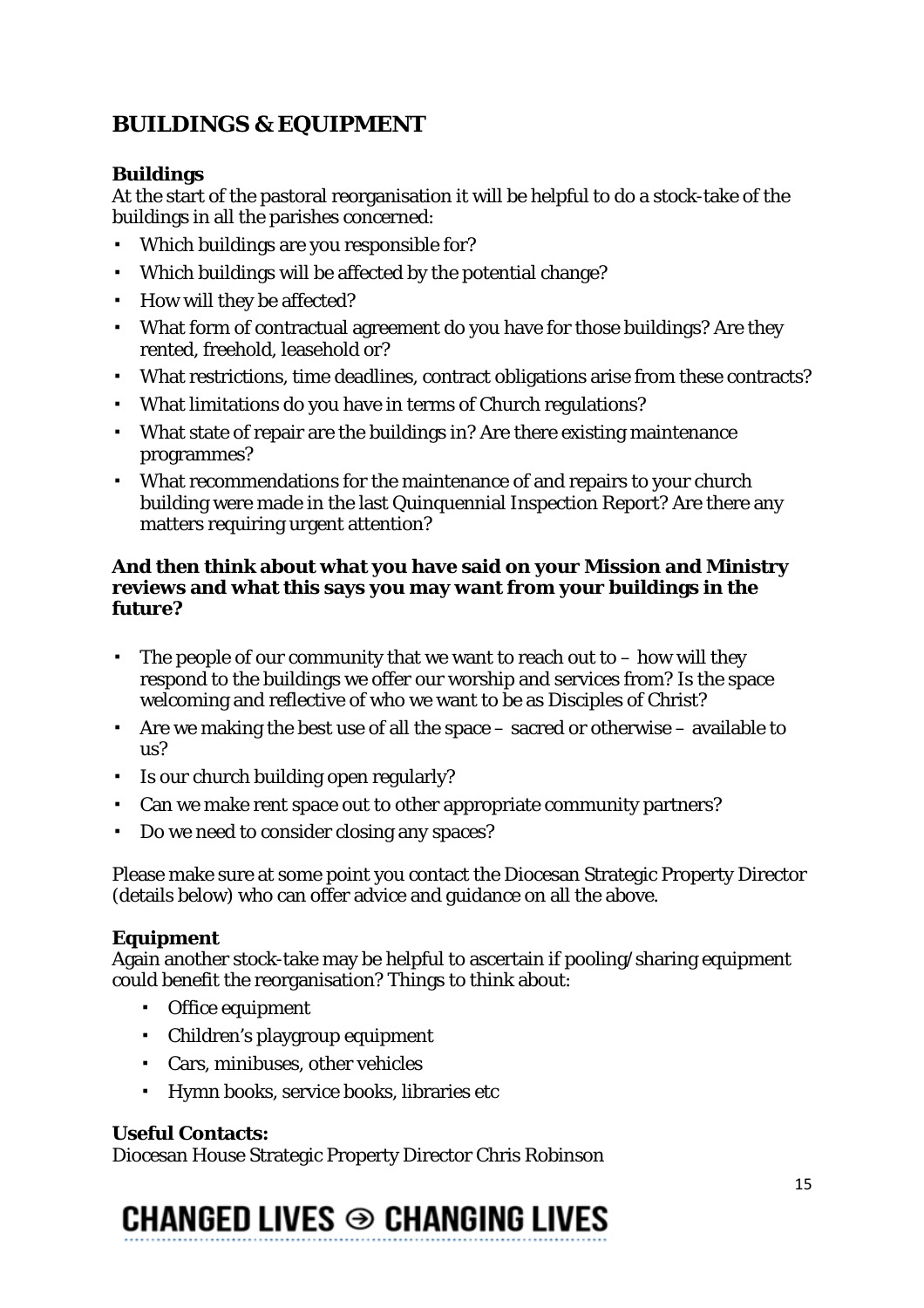## BUILDINGS & EQUIPMENT

### Buildings

At the start of the pastoral reorganisation it will be helpful to do a stock-take of the buildings in all the parishes concerned:

- Which buildings are you responsible for?
- Which buildings will be affected by the potential change?
- How will they be affected?
- What form of contractual agreement do you have for those buildings? Are they rented, freehold, leasehold or?
- What restrictions, time deadlines, contract obligations arise from these contracts?
- What limitations do you have in terms of Church regulations?
- What state of repair are the buildings in? Are there existing maintenance programmes?
- What recommendations for the maintenance of and repairs to your church building were made in the last Quinquennial Inspection Report? Are there any matters requiring urgent attention?

**And then think about what you have said on your Mission and Ministry reviews and what this says you may want from your buildings in the future?**

- The people of our community that we want to reach out to – how will they respond to the buildings we offer our worship and services from? Is the space welcoming and reflective of who we want to be as Disciples of Christ?
- Are we making the best use of all the space – sacred or otherwise – available to us?
- Is our church building open regularly?
- Can we make rent space out to other appropriate community partners?
- Do we need to consider closing any spaces?

Please make sure at some point you contact the Diocesan Strategic Property Director (details below) who can offer advice and guidance on all the above.

### Equipment

Again another stock-take may be helpful to ascertain if pooling/sharing equipment could benefit the reorganisation? Things to think about:

- Office equipment
- Children's playgroup equipment
- Cars, minibuses, other vehicles
- Hymn books, service books, libraries etc

### Useful Contacts:

Diocesan House Strategic Property Director Chris Robinson

CHANGED LIVES ⊖ CHANGING LIVES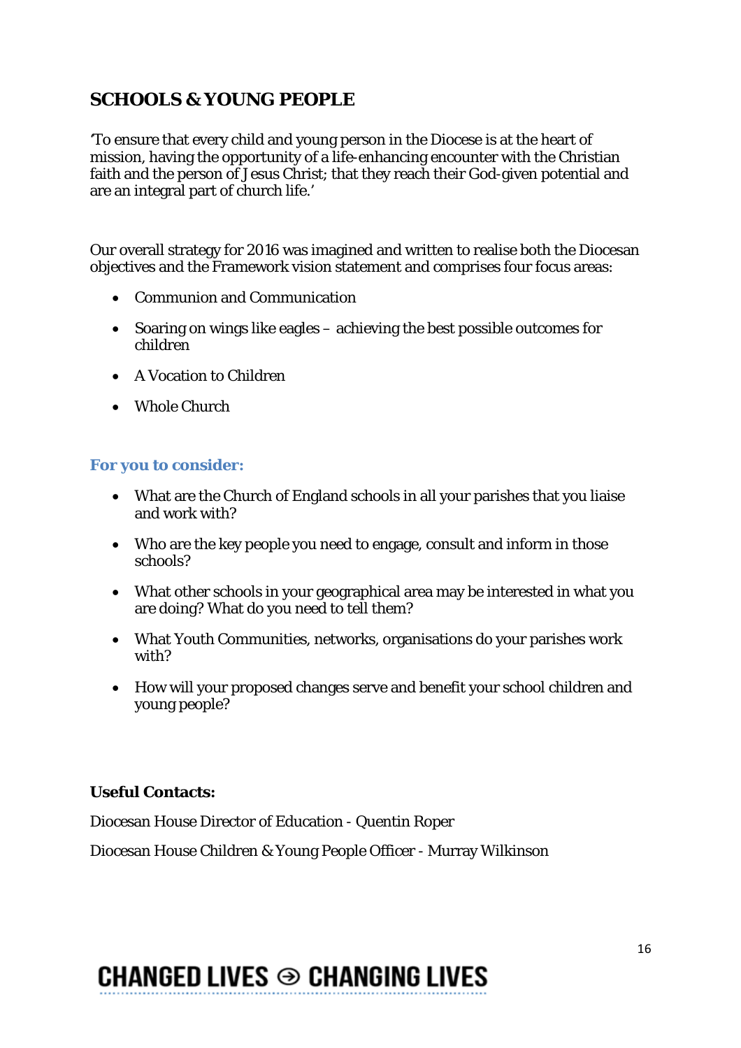## SCHOOLS & YOUNG PEOPLE

'To ensure that every child and young person in the Diocese is at the heart of mission, having the opportunity of a life-enhancing encounter with the Christian faith and the person of Jesus Christ; that they reach their God-given potential and are an integral part of church life.'

Our overall strategy for 2016 was imagined and written to realise both the Diocesan objectives and the Framework vision statement and comprises four focus areas:

- Communion and Communication
- Soaring on wings like eagles – achieving the best possible outcomes for children
- A Vocation to Children
- Whole Church

### For you to consider:

- What are the Church of England schools in all your parishes that you liaise and work with?
- Who are the key people you need to engage, consult and inform in those schools?
- What other schools in your geographical area may be interested in what you are doing? What do you need to tell them?
- What Youth Communities, networks, organisations do your parishes work with?
- How will your proposed changes serve and benefit your school children and young people?

**Useful Contacts:**

Diocesan House Director of Education - Quentin Roper

Diocesan House Children & Young People Officer - Murray Wilkinson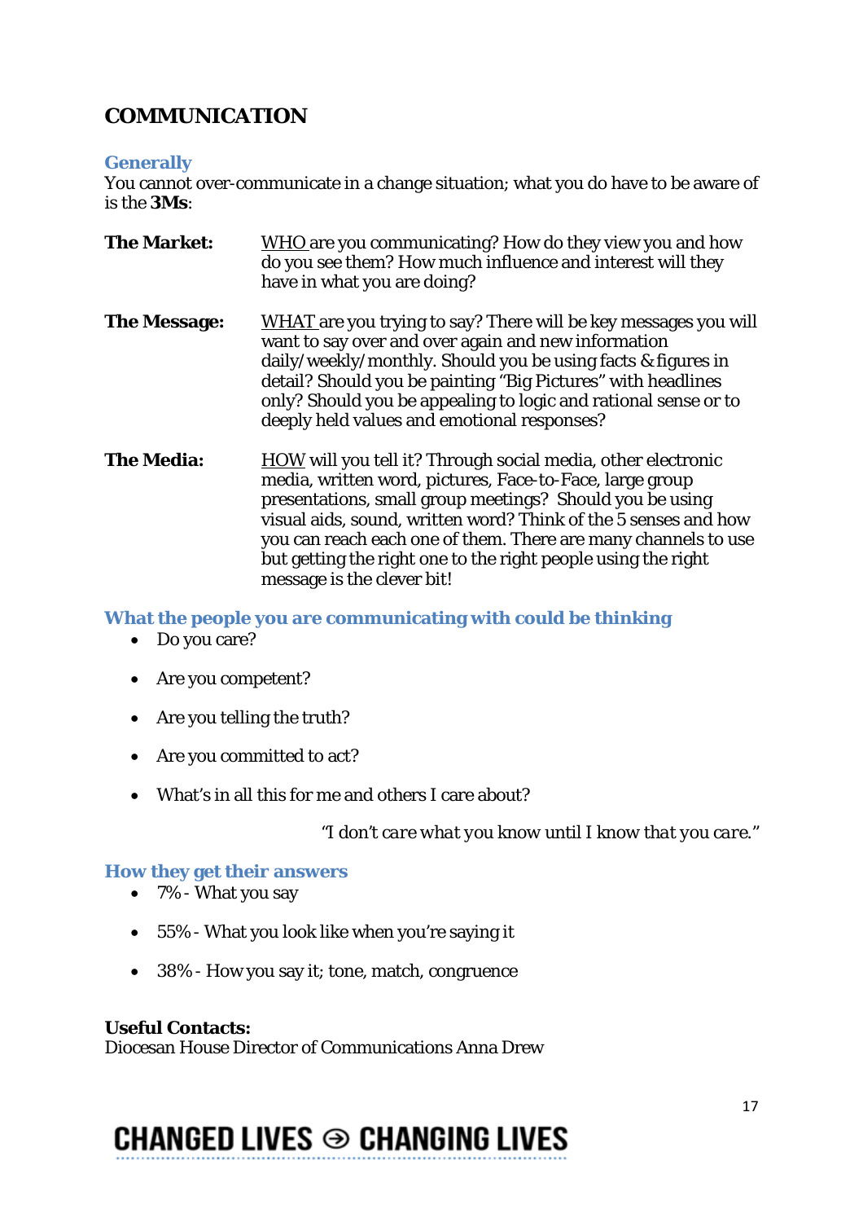# COMMUNICATION

### Generally

You cannot over-communicate in a change situation; what you do have to be aware of is the **3Ms**:

**The Market:** WHO are you communicating? How do they view you and how do you see them? How much influence and interest will they have in what you are doing?

**The Message:** WHAT are you trying to say? There will be key messages you will want to say over and over again and new information daily/weekly/monthly. Should you be using facts & figures in detail? Should you be painting "Big Pictures" with headlines only? Should you be appealing to logic and rational sense or to deeply held values and emotional responses?

**The Media:** HOW will you tell it? Through social media, other electronic media, written word, pictures, Face-to-Face, large group presentations, small group meetings? Should you be using visual aids, sound, written word? Think of the 5 senses and how you can reach each one of them. There are many channels to use but getting the right one to the right people using the right message is the clever bit!

### What the people you are communicating with could be thinking

- Do you care?
- Are you competent?
- Are you telling the truth?
- Are you committed to act?
- What's in all this for me and others I care about?

*"I don't care what you know until I know that you care."*

### How they get their answers

- 7% - What you say
- 55% - What you look like when you're saying it
- 38% - How you say it; tone, match, congruence

**Useful Contacts:**
Diocesan House Director of Communications Anna Drew

CHANGED LIVES ⊖ CHANGING LIVES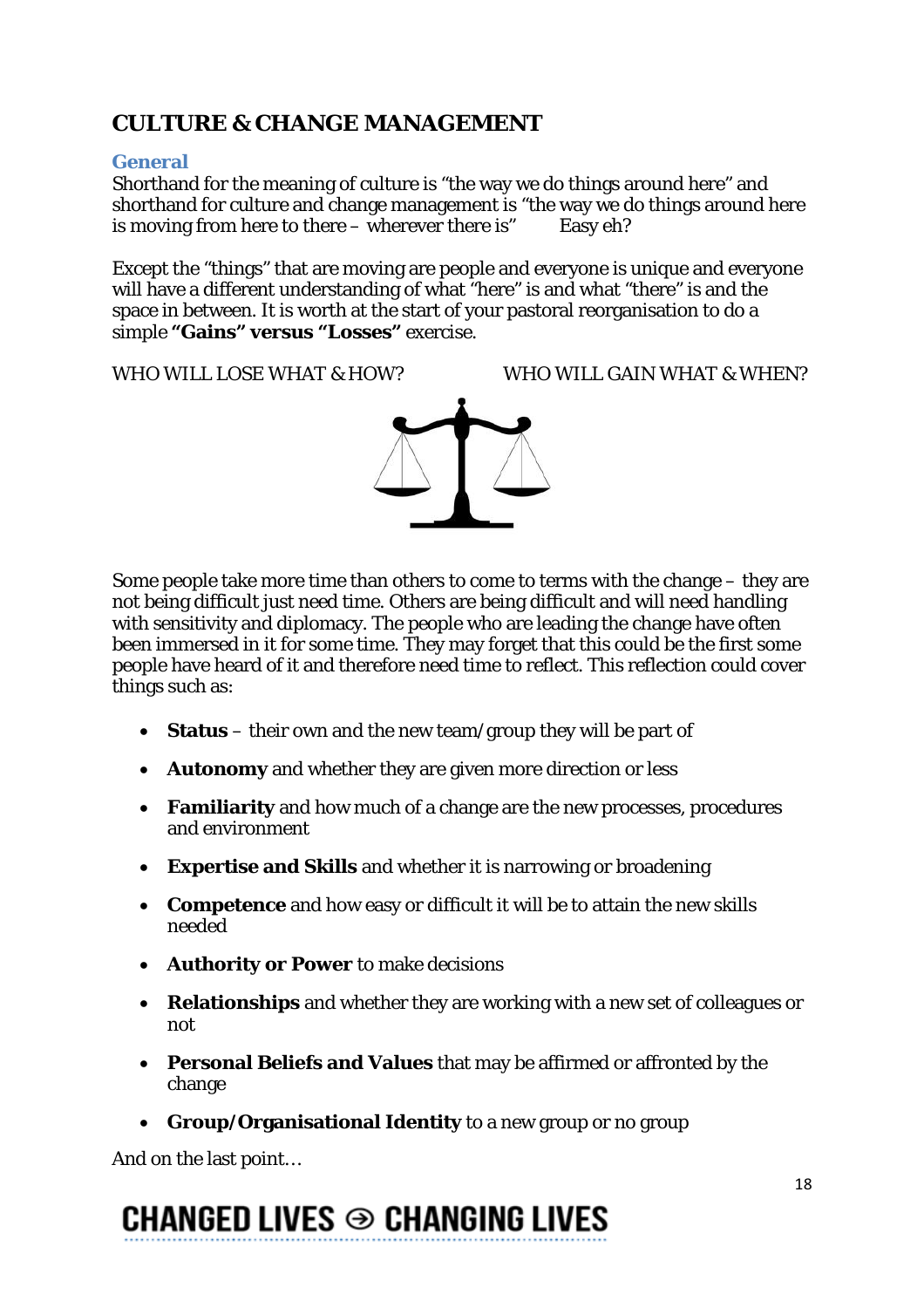# CULTURE & CHANGE MANAGEMENT

## General

Shorthand for the meaning of culture is "the way we do things around here" and shorthand for culture and change management is "the way we do things around here is moving from here to there – wherever there is"   Easy eh?

Except the "things" that are moving are people and everyone is unique and everyone will have a different understanding of what "here" is and what "there" is and the space in between. It is worth at the start of your pastoral reorganisation to do a simple **"Gains" versus "Losses"** exercise.

WHO WILL LOSE WHAT & HOW?     WHO WILL GAIN WHAT & WHEN?

Some people take more time than others to come to terms with the change – they are not being difficult just need time. Others are being difficult and will need handling with sensitivity and diplomacy. The people who are leading the change have often been immersed in it for some time. They may forget that this could be the first some people have heard of it and therefore need time to reflect. This reflection could cover things such as:

- **Status** – their own and the new team/group they will be part of
- **Autonomy** and whether they are given more direction or less
- **Familiarity** and how much of a change are the new processes, procedures and environment
- **Expertise and Skills** and whether it is narrowing or broadening
- **Competence** and how easy or difficult it will be to attain the new skills needed
- **Authority or Power** to make decisions
- **Relationships** and whether they are working with a new set of colleagues or not
- **Personal Beliefs and Values** that may be affirmed or affronted by the change
- **Group/Organisational Identity** to a new group or no group

And on the last point…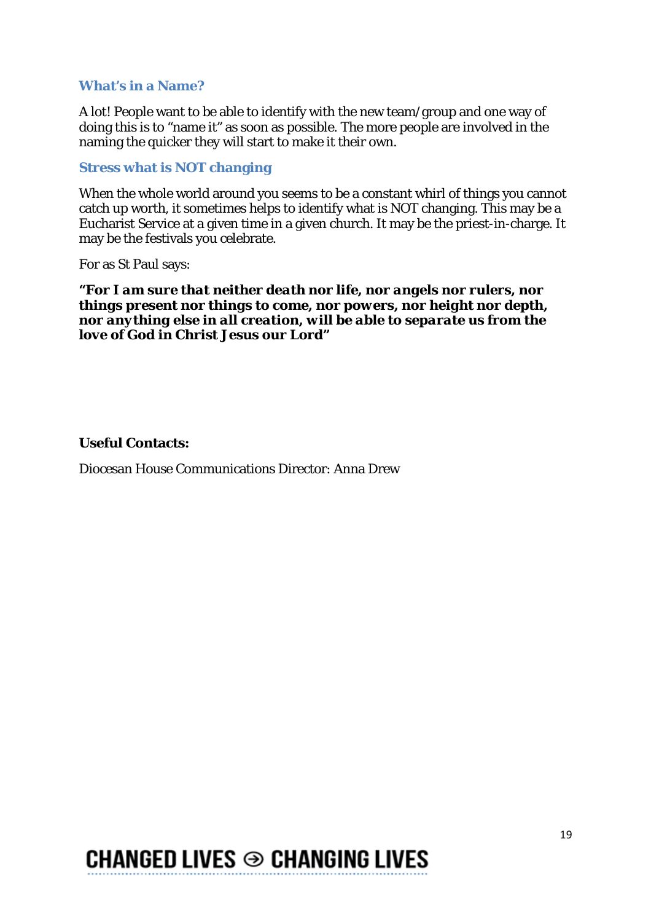### What's in a Name?

A lot! People want to be able to identify with the new team/group and one way of doing this is to "name it" as soon as possible. The more people are involved in the naming the quicker they will start to make it their own.

### Stress what is NOT changing

When the whole world around you seems to be a constant whirl of things you cannot catch up worth, it sometimes helps to identify what is NOT changing. This may be a Eucharist Service at a given time in a given church. It may be the priest-in-charge. It may be the festivals you celebrate.

For as St Paul says:

***"For I am sure that neither death nor life, nor angels nor rulers, nor things present nor things to come, nor powers, nor height nor depth, nor anything else in all creation, will be able to separate us from the love of God in Christ Jesus our Lord"***

**Useful Contacts:**

Diocesan House Communications Director: Anna Drew

CHANGED LIVES ⊖ CHANGING LIVES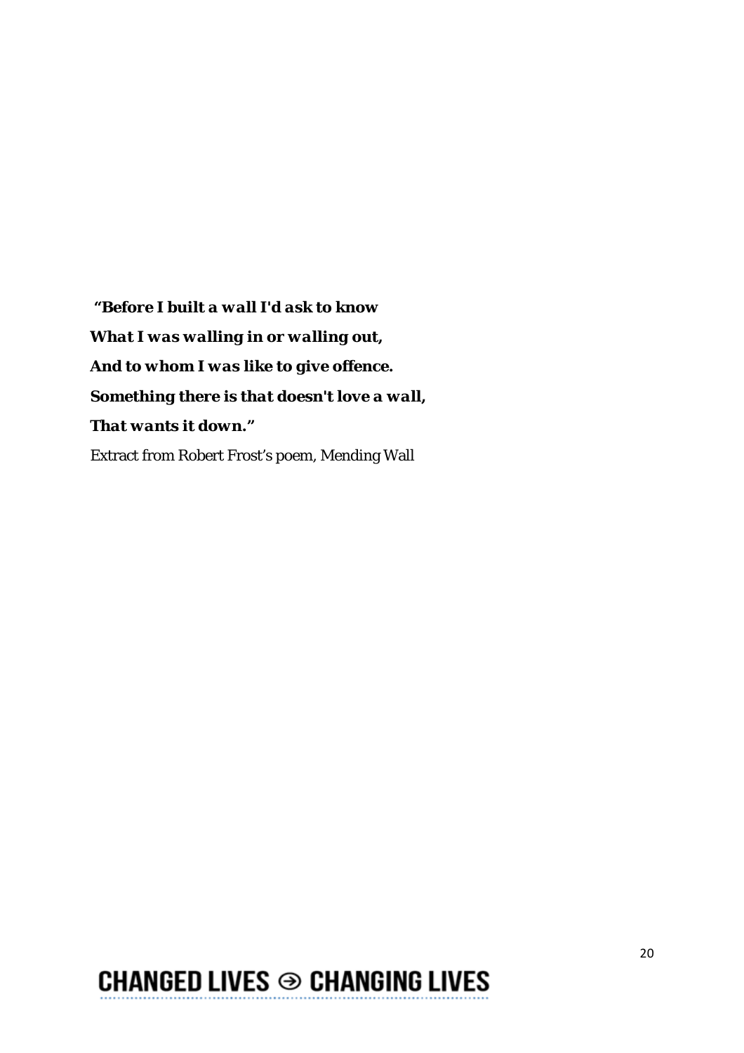***"Before I built a wall I'd ask to know***
***What I was walling in or walling out,***
***And to whom I was like to give offence.***
***Something there is that doesn't love a wall,***
***That wants it down."***

Extract from Robert Frost's poem, Mending Wall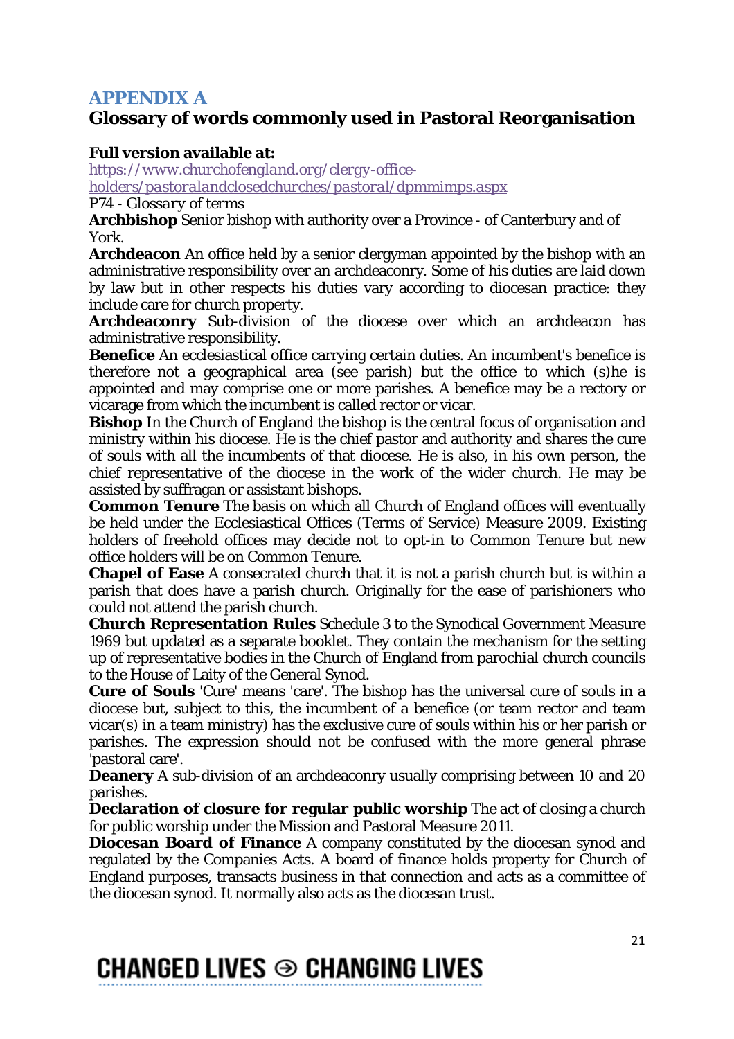## APPENDIX A

## Glossary of words commonly used in Pastoral Reorganisation

**Full version available at:**
*[https://www.churchofengland.org/clergy-office-holders/pastoralandclosedchurches/pastoral/dpmmimps.aspx](https://www.churchofengland.org/clergy-office-holders/pastoralandclosedchurches/pastoral/dpmmimps.aspx)*
*P74 - Glossary of terms*

**Archbishop** Senior bishop with authority over a Province - of Canterbury and of York.

**Archdeacon** An office held by a senior clergyman appointed by the bishop with an administrative responsibility over an archdeaconry. Some of his duties are laid down by law but in other respects his duties vary according to diocesan practice: they include care for church property.

**Archdeaconry** Sub-division of the diocese over which an archdeacon has administrative responsibility.

**Benefice** An ecclesiastical office carrying certain duties. An incumbent's benefice is therefore not a geographical area (see parish) but the office to which (s)he is appointed and may comprise one or more parishes. A benefice may be a rectory or vicarage from which the incumbent is called rector or vicar.

**Bishop** In the Church of England the bishop is the central focus of organisation and ministry within his diocese. He is the chief pastor and authority and shares the cure of souls with all the incumbents of that diocese. He is also, in his own person, the chief representative of the diocese in the work of the wider church. He may be assisted by suffragan or assistant bishops.

**Common Tenure** The basis on which all Church of England offices will eventually be held under the Ecclesiastical Offices (Terms of Service) Measure 2009. Existing holders of freehold offices may decide not to opt-in to Common Tenure but new office holders will be on Common Tenure.

**Chapel of Ease** A consecrated church that it is not a parish church but is within a parish that does have a parish church. Originally for the ease of parishioners who could not attend the parish church.

**Church Representation Rules** Schedule 3 to the Synodical Government Measure 1969 but updated as a separate booklet. They contain the mechanism for the setting up of representative bodies in the Church of England from parochial church councils to the House of Laity of the General Synod.

**Cure of Souls** 'Cure' means 'care'. The bishop has the universal cure of souls in a diocese but, subject to this, the incumbent of a benefice (or team rector and team vicar(s) in a team ministry) has the exclusive cure of souls within his or her parish or parishes. The expression should not be confused with the more general phrase 'pastoral care'.

**Deanery** A sub-division of an archdeaconry usually comprising between 10 and 20 parishes.

**Declaration of closure for regular public worship** The act of closing a church for public worship under the Mission and Pastoral Measure 2011.

**Diocesan Board of Finance** A company constituted by the diocesan synod and regulated by the Companies Acts. A board of finance holds property for Church of England purposes, transacts business in that connection and acts as a committee of the diocesan synod. It normally also acts as the diocesan trust.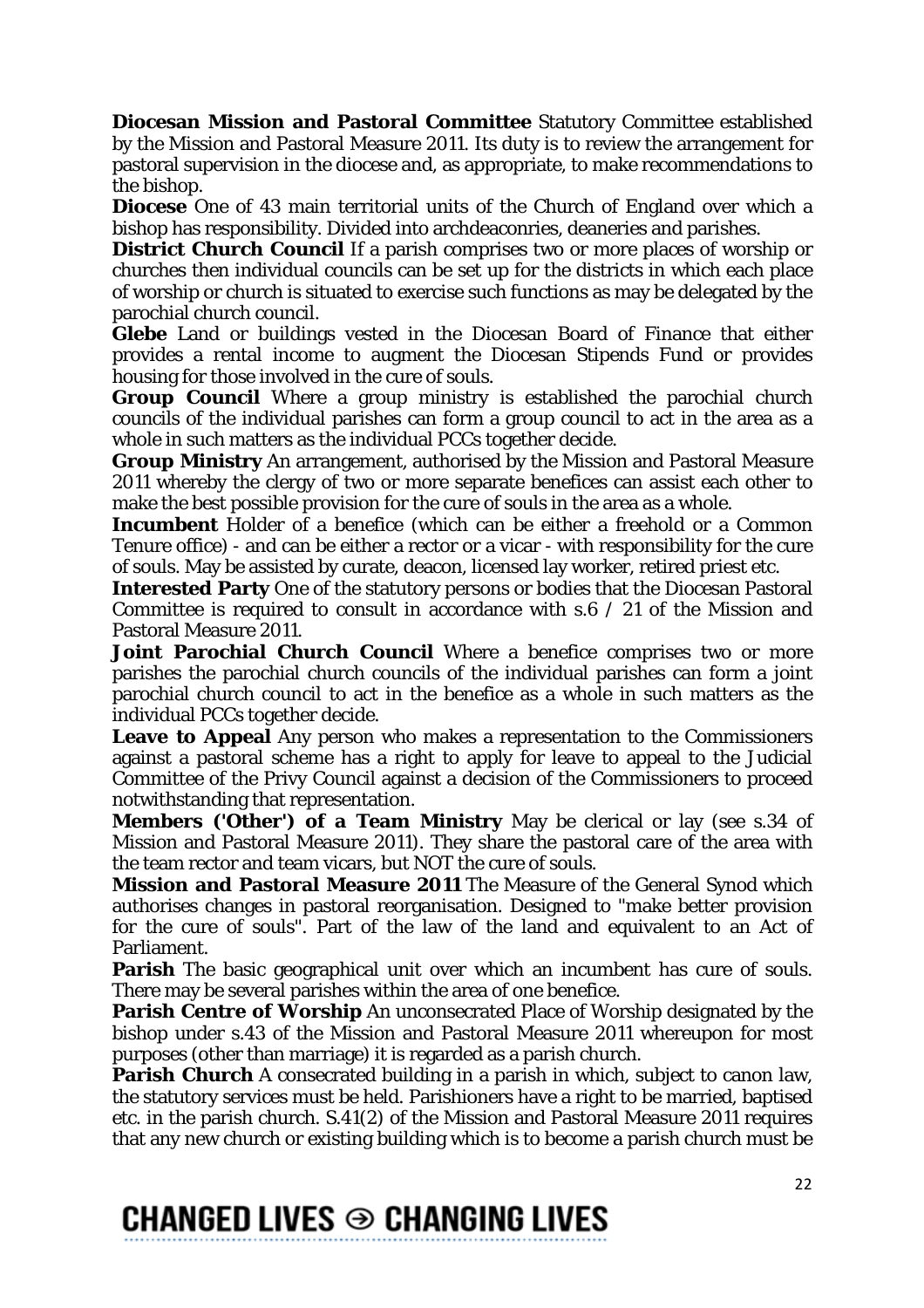**Diocesan Mission and Pastoral Committee** Statutory Committee established by the Mission and Pastoral Measure 2011. Its duty is to review the arrangement for pastoral supervision in the diocese and, as appropriate, to make recommendations to the bishop.

**Diocese** One of 43 main territorial units of the Church of England over which a bishop has responsibility. Divided into archdeaconries, deaneries and parishes.

**District Church Council** If a parish comprises two or more places of worship or churches then individual councils can be set up for the districts in which each place of worship or church is situated to exercise such functions as may be delegated by the parochial church council.

**Glebe** Land or buildings vested in the Diocesan Board of Finance that either provides a rental income to augment the Diocesan Stipends Fund or provides housing for those involved in the cure of souls.

**Group Council** Where a group ministry is established the parochial church councils of the individual parishes can form a group council to act in the area as a whole in such matters as the individual PCCs together decide.

**Group Ministry** An arrangement, authorised by the Mission and Pastoral Measure 2011 whereby the clergy of two or more separate benefices can assist each other to make the best possible provision for the cure of souls in the area as a whole.

**Incumbent** Holder of a benefice (which can be either a freehold or a Common Tenure office) - and can be either a rector or a vicar - with responsibility for the cure of souls. May be assisted by curate, deacon, licensed lay worker, retired priest etc.

**Interested Party** One of the statutory persons or bodies that the Diocesan Pastoral Committee is required to consult in accordance with s.6 / 21 of the Mission and Pastoral Measure 2011.

**Joint Parochial Church Council** Where a benefice comprises two or more parishes the parochial church councils of the individual parishes can form a joint parochial church council to act in the benefice as a whole in such matters as the individual PCCs together decide.

**Leave to Appeal** Any person who makes a representation to the Commissioners against a pastoral scheme has a right to apply for leave to appeal to the Judicial Committee of the Privy Council against a decision of the Commissioners to proceed notwithstanding that representation.

**Members ('Other') of a Team Ministry** May be clerical or lay (see s.34 of Mission and Pastoral Measure 2011). They share the pastoral care of the area with the team rector and team vicars, but NOT the cure of souls.

**Mission and Pastoral Measure 2011** The Measure of the General Synod which authorises changes in pastoral reorganisation. Designed to "make better provision for the cure of souls". Part of the law of the land and equivalent to an Act of Parliament.

**Parish** The basic geographical unit over which an incumbent has cure of souls. There may be several parishes within the area of one benefice.

**Parish Centre of Worship** An unconsecrated Place of Worship designated by the bishop under s.43 of the Mission and Pastoral Measure 2011 whereupon for most purposes (other than marriage) it is regarded as a parish church.

**Parish Church** A consecrated building in a parish in which, subject to canon law, the statutory services must be held. Parishioners have a right to be married, baptised etc. in the parish church. S.41(2) of the Mission and Pastoral Measure 2011 requires that any new church or existing building which is to become a parish church must be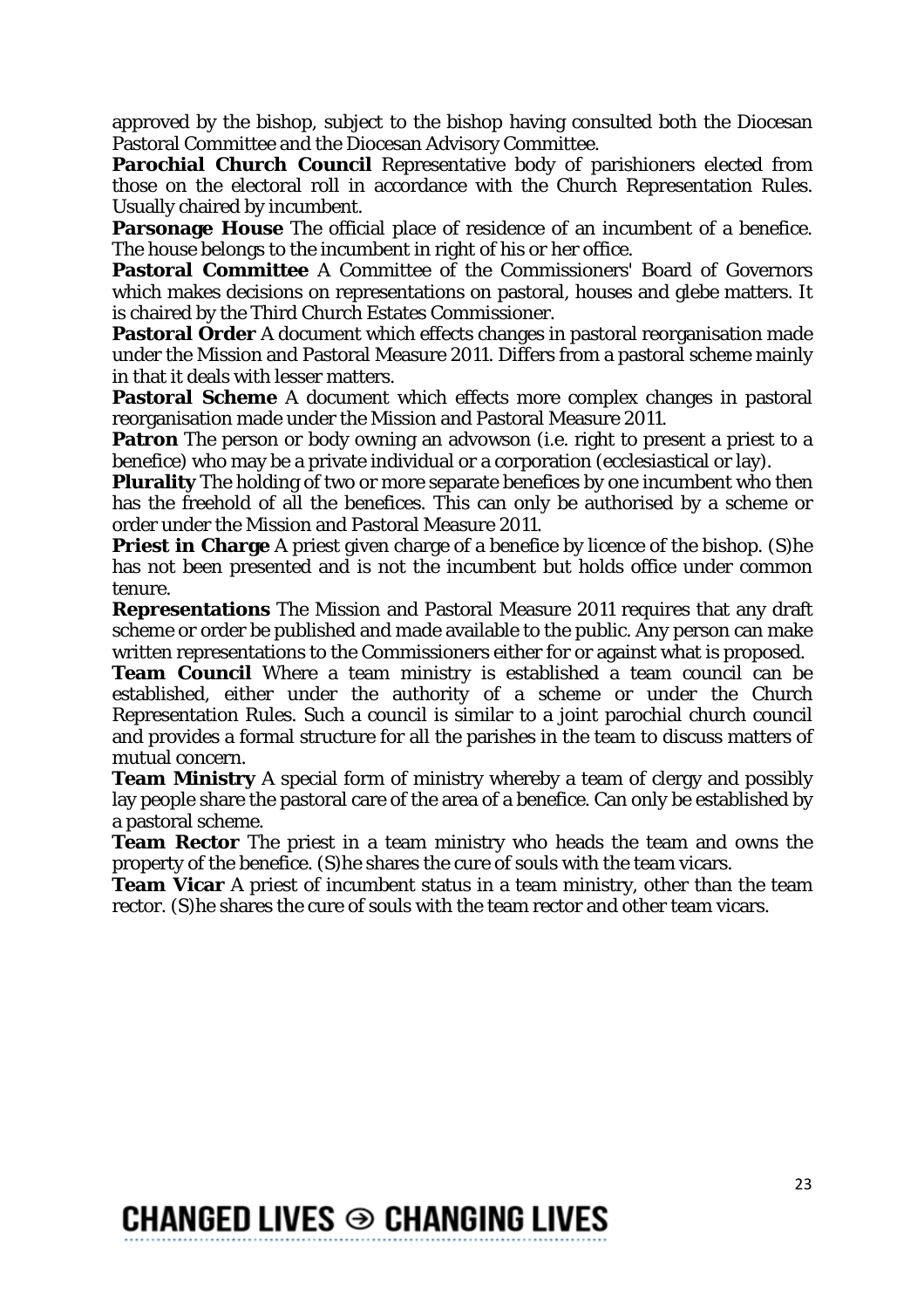approved by the bishop, subject to the bishop having consulted both the Diocesan Pastoral Committee and the Diocesan Advisory Committee.

**Parochial Church Council** Representative body of parishioners elected from those on the electoral roll in accordance with the Church Representation Rules. Usually chaired by incumbent.

**Parsonage House** The official place of residence of an incumbent of a benefice. The house belongs to the incumbent in right of his or her office.

**Pastoral Committee** A Committee of the Commissioners' Board of Governors which makes decisions on representations on pastoral, houses and glebe matters. It is chaired by the Third Church Estates Commissioner.

**Pastoral Order** A document which effects changes in pastoral reorganisation made under the Mission and Pastoral Measure 2011. Differs from a pastoral scheme mainly in that it deals with lesser matters.

**Pastoral Scheme** A document which effects more complex changes in pastoral reorganisation made under the Mission and Pastoral Measure 2011.

**Patron** The person or body owning an advowson (i.e. right to present a priest to a benefice) who may be a private individual or a corporation (ecclesiastical or lay).

**Plurality** The holding of two or more separate benefices by one incumbent who then has the freehold of all the benefices. This can only be authorised by a scheme or order under the Mission and Pastoral Measure 2011.

**Priest in Charge** A priest given charge of a benefice by licence of the bishop. (S)he has not been presented and is not the incumbent but holds office under common tenure.

**Representations** The Mission and Pastoral Measure 2011 requires that any draft scheme or order be published and made available to the public. Any person can make written representations to the Commissioners either for or against what is proposed.

**Team Council** Where a team ministry is established a team council can be established, either under the authority of a scheme or under the Church Representation Rules. Such a council is similar to a joint parochial church council and provides a formal structure for all the parishes in the team to discuss matters of mutual concern.

**Team Ministry** A special form of ministry whereby a team of clergy and possibly lay people share the pastoral care of the area of a benefice. Can only be established by a pastoral scheme.

**Team Rector** The priest in a team ministry who heads the team and owns the property of the benefice. (S)he shares the cure of souls with the team vicars.

**Team Vicar** A priest of incumbent status in a team ministry, other than the team rector. (S)he shares the cure of souls with the team rector and other team vicars.